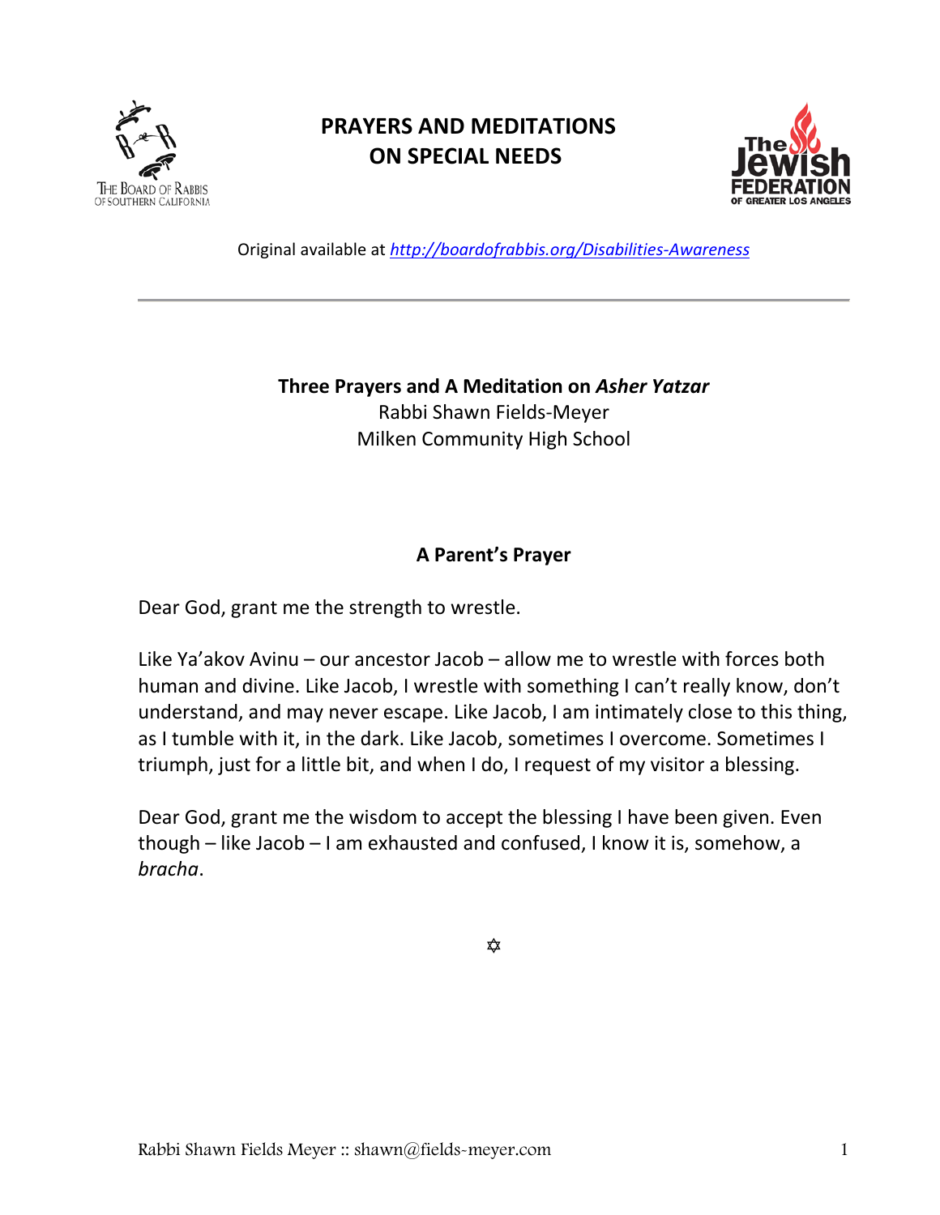# PRAYERS AND MEDITATIONS ON SPECIAL NEEDS

Original available at *http://boardofrabbis.org/Disabilities-Awareness*

---

## Three Prayers and A Meditation on *Asher Yatzar*

Rabbi Shawn Fields-Meyer
Milken Community High School

### A Parent's Prayer

Dear God, grant me the strength to wrestle.

Like Ya'akov Avinu – our ancestor Jacob – allow me to wrestle with forces both human and divine. Like Jacob, I wrestle with something I can't really know, don't understand, and may never escape. Like Jacob, I am intimately close to this thing, as I tumble with it, in the dark. Like Jacob, sometimes I overcome. Sometimes I triumph, just for a little bit, and when I do, I request of my visitor a blessing.

Dear God, grant me the wisdom to accept the blessing I have been given. Even though – like Jacob – I am exhausted and confused, I know it is, somehow, a *bracha*.

✡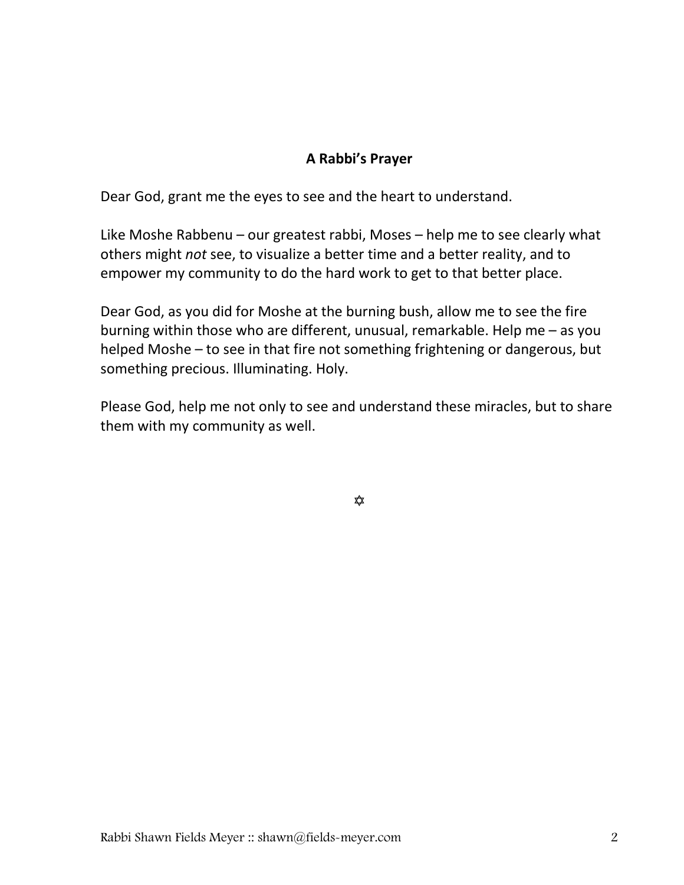**A Rabbi's Prayer**

Dear God, grant me the eyes to see and the heart to understand.

Like Moshe Rabbenu – our greatest rabbi, Moses – help me to see clearly what others might *not* see, to visualize a better time and a better reality, and to empower my community to do the hard work to get to that better place.

Dear God, as you did for Moshe at the burning bush, allow me to see the fire burning within those who are different, unusual, remarkable. Help me – as you helped Moshe – to see in that fire not something frightening or dangerous, but something precious. Illuminating. Holy.

Please God, help me not only to see and understand these miracles, but to share them with my community as well.

✡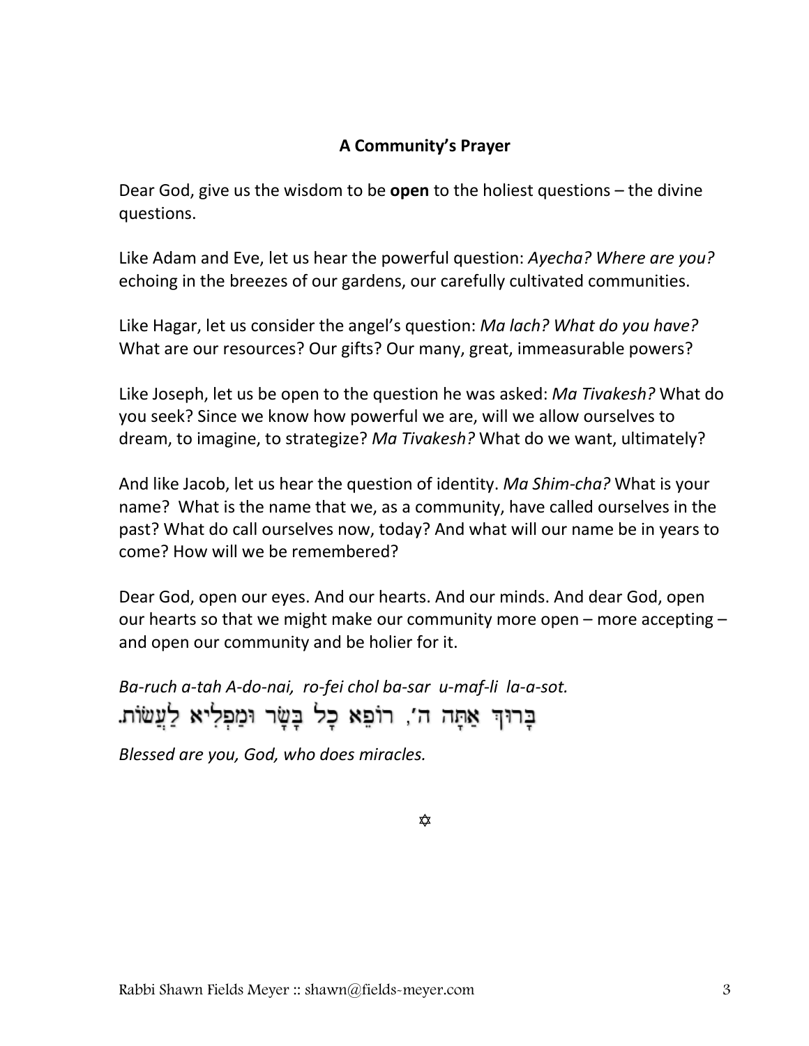**A Community's Prayer**

Dear God, give us the wisdom to be **open** to the holiest questions – the divine questions.

Like Adam and Eve, let us hear the powerful question: *Ayecha? Where are you?* echoing in the breezes of our gardens, our carefully cultivated communities.

Like Hagar, let us consider the angel's question: *Ma lach? What do you have?* What are our resources? Our gifts? Our many, great, immeasurable powers?

Like Joseph, let us be open to the question he was asked: *Ma Tivakesh?* What do you seek? Since we know how powerful we are, will we allow ourselves to dream, to imagine, to strategize? *Ma Tivakesh?* What do we want, ultimately?

And like Jacob, let us hear the question of identity. *Ma Shim-cha?* What is your name? What is the name that we, as a community, have called ourselves in the past? What do call ourselves now, today? And what will our name be in years to come? How will we be remembered?

Dear God, open our eyes. And our hearts. And our minds. And dear God, open our hearts so that we might make our community more open – more accepting – and open our community and be holier for it.

*Ba-ruch a-tah A-do-nai, ro-fei chol ba-sar u-maf-li la-a-sot.*

בָּרוּךְ אַתָּה ה׳, רוֹפֵא כָל בָּשָׂר וּמַפְלִיא לַעֲשׂוֹת.

*Blessed are you, God, who does miracles.*

✡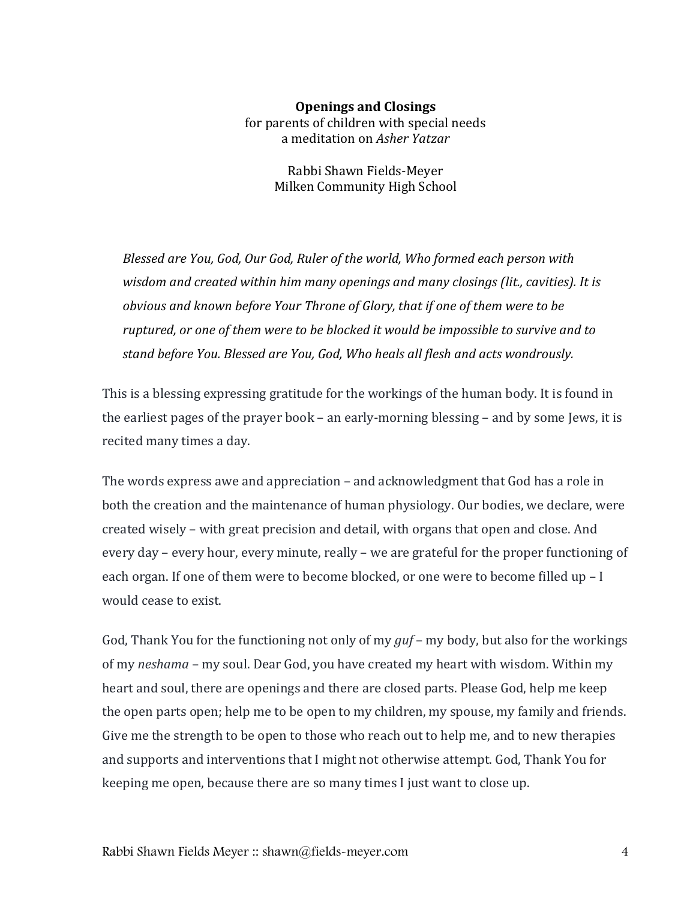**Openings and Closings**
for parents of children with special needs
a meditation on *Asher Yatzar*

Rabbi Shawn Fields-Meyer
Milken Community High School

> *Blessed are You, God, Our God, Ruler of the world, Who formed each person with wisdom and created within him many openings and many closings (lit., cavities). It is obvious and known before Your Throne of Glory, that if one of them were to be ruptured, or one of them were to be blocked it would be impossible to survive and to stand before You. Blessed are You, God, Who heals all flesh and acts wondrously.*

This is a blessing expressing gratitude for the workings of the human body. It is found in the earliest pages of the prayer book – an early-morning blessing – and by some Jews, it is recited many times a day.

The words express awe and appreciation – and acknowledgment that God has a role in both the creation and the maintenance of human physiology. Our bodies, we declare, were created wisely – with great precision and detail, with organs that open and close. And every day – every hour, every minute, really – we are grateful for the proper functioning of each organ. If one of them were to become blocked, or one were to become filled up – I would cease to exist.

God, Thank You for the functioning not only of my *guf* – my body, but also for the workings of my *neshama* – my soul. Dear God, you have created my heart with wisdom. Within my heart and soul, there are openings and there are closed parts. Please God, help me keep the open parts open; help me to be open to my children, my spouse, my family and friends. Give me the strength to be open to those who reach out to help me, and to new therapies and supports and interventions that I might not otherwise attempt. God, Thank You for keeping me open, because there are so many times I just want to close up.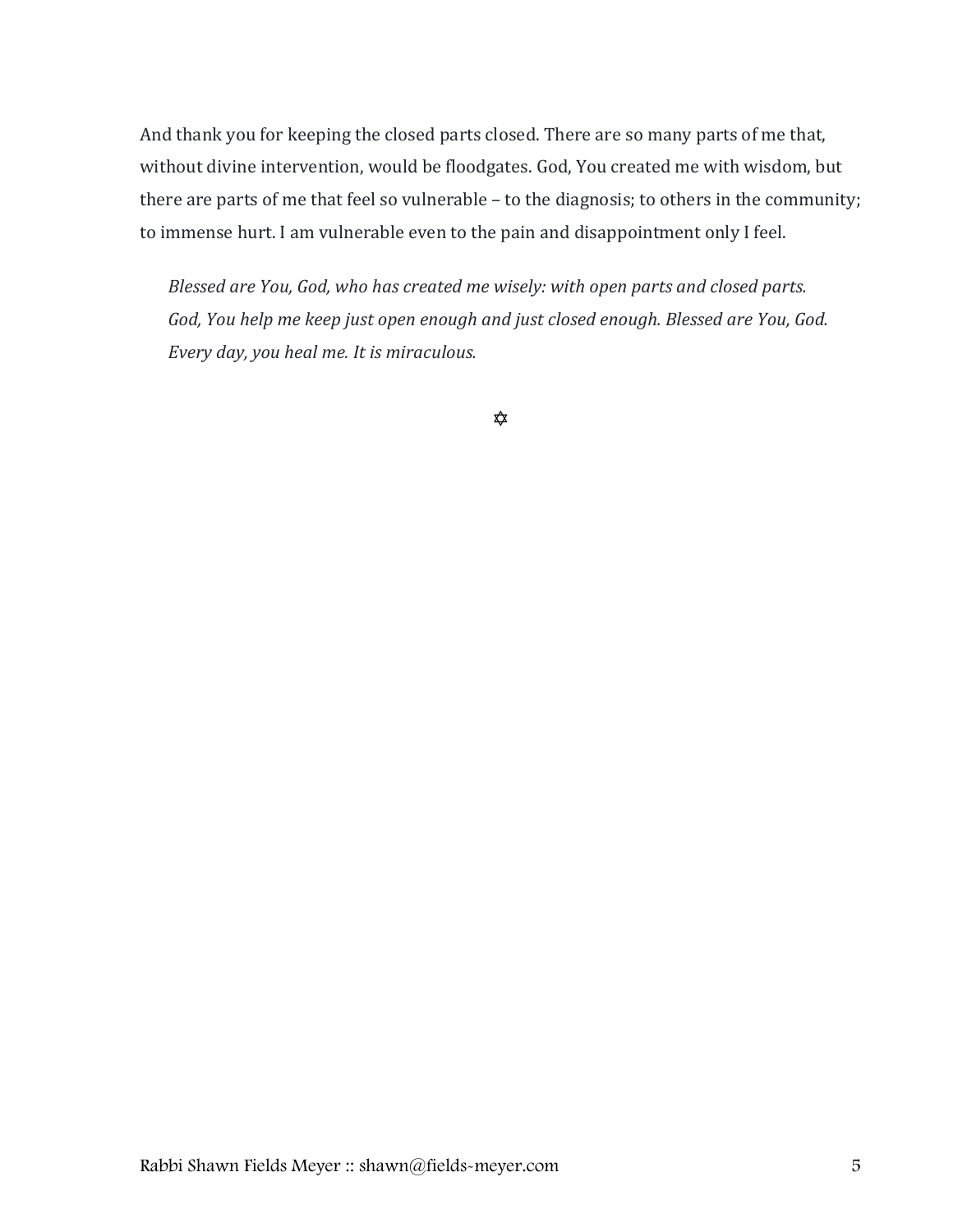And thank you for keeping the closed parts closed. There are so many parts of me that, without divine intervention, would be floodgates. God, You created me with wisdom, but there are parts of me that feel so vulnerable – to the diagnosis; to others in the community; to immense hurt. I am vulnerable even to the pain and disappointment only I feel.

> *Blessed are You, God, who has created me wisely: with open parts and closed parts. God, You help me keep just open enough and just closed enough. Blessed are You, God. Every day, you heal me. It is miraculous.*

✡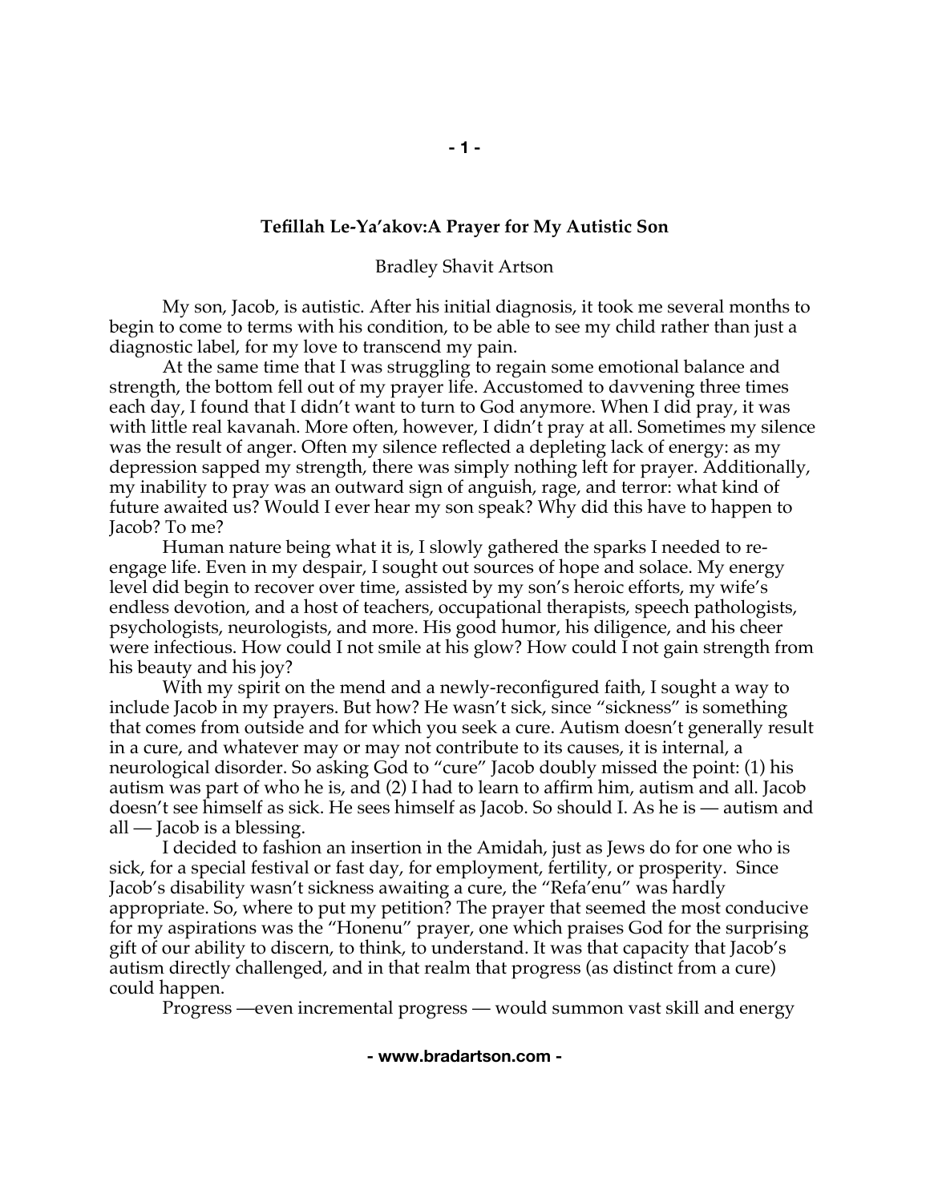**Tefillah Le-Ya'akov:A Prayer for My Autistic Son**

Bradley Shavit Artson

My son, Jacob, is autistic. After his initial diagnosis, it took me several months to begin to come to terms with his condition, to be able to see my child rather than just a diagnostic label, for my love to transcend my pain.

At the same time that I was struggling to regain some emotional balance and strength, the bottom fell out of my prayer life. Accustomed to davvening three times each day, I found that I didn't want to turn to God anymore. When I did pray, it was with little real kavanah. More often, however, I didn't pray at all. Sometimes my silence was the result of anger. Often my silence reflected a depleting lack of energy: as my depression sapped my strength, there was simply nothing left for prayer. Additionally, my inability to pray was an outward sign of anguish, rage, and terror: what kind of future awaited us? Would I ever hear my son speak? Why did this have to happen to Jacob? To me?

Human nature being what it is, I slowly gathered the sparks I needed to re-engage life. Even in my despair, I sought out sources of hope and solace. My energy level did begin to recover over time, assisted by my son's heroic efforts, my wife's endless devotion, and a host of teachers, occupational therapists, speech pathologists, psychologists, neurologists, and more. His good humor, his diligence, and his cheer were infectious. How could I not smile at his glow? How could I not gain strength from his beauty and his joy?

With my spirit on the mend and a newly-reconfigured faith, I sought a way to include Jacob in my prayers. But how? He wasn't sick, since "sickness" is something that comes from outside and for which you seek a cure. Autism doesn't generally result in a cure, and whatever may or may not contribute to its causes, it is internal, a neurological disorder. So asking God to "cure" Jacob doubly missed the point: (1) his autism was part of who he is, and (2) I had to learn to affirm him, autism and all. Jacob doesn't see himself as sick. He sees himself as Jacob. So should I. As he is — autism and all — Jacob is a blessing.

I decided to fashion an insertion in the Amidah, just as Jews do for one who is sick, for a special festival or fast day, for employment, fertility, or prosperity. Since Jacob's disability wasn't sickness awaiting a cure, the "Refa'enu" was hardly appropriate. So, where to put my petition? The prayer that seemed the most conducive for my aspirations was the "Honenu" prayer, one which praises God for the surprising gift of our ability to discern, to think, to understand. It was that capacity that Jacob's autism directly challenged, and in that realm that progress (as distinct from a cure) could happen.

Progress —even incremental progress — would summon vast skill and energy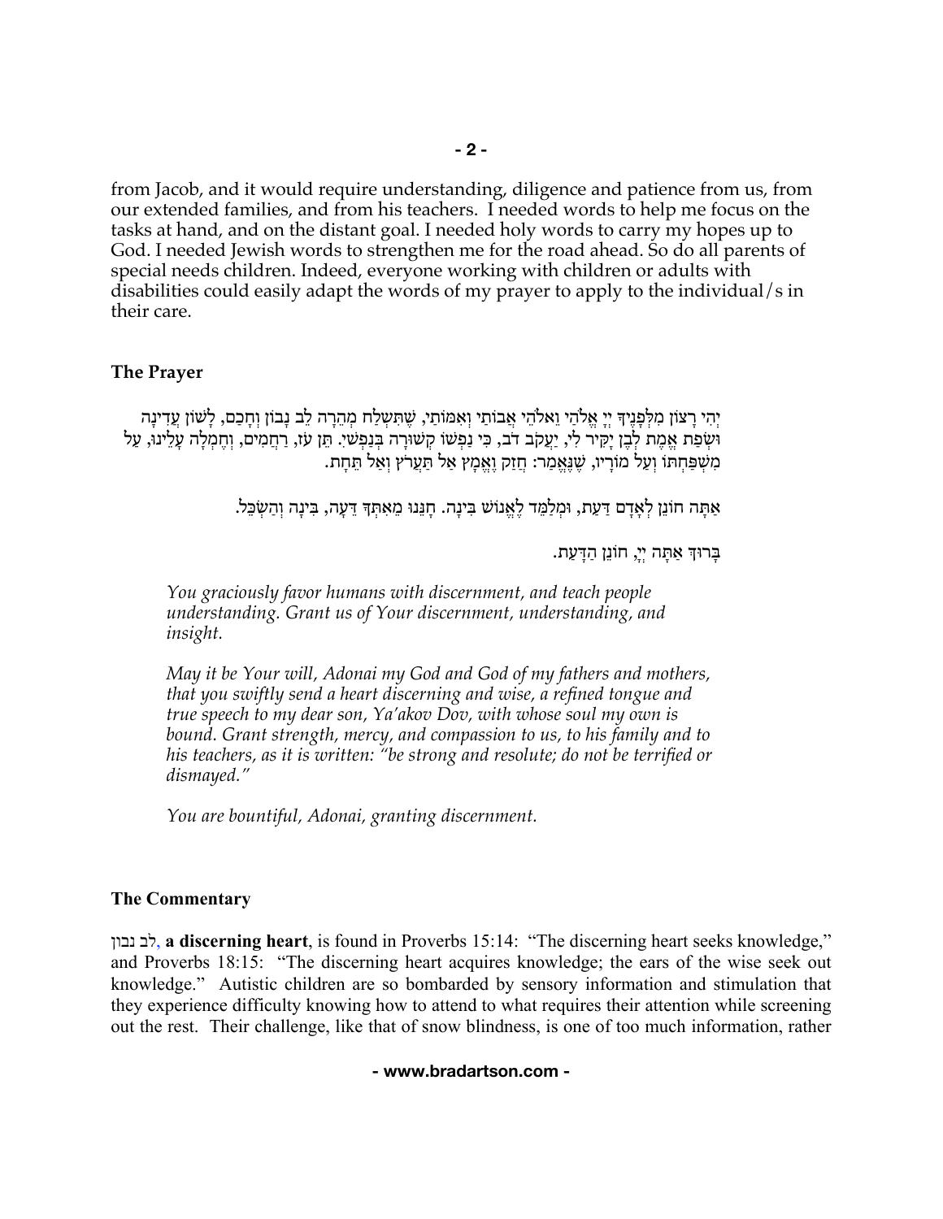from Jacob, and it would require understanding, diligence and patience from us, from our extended families, and from his teachers. I needed words to help me focus on the tasks at hand, and on the distant goal. I needed holy words to carry my hopes up to God. I needed Jewish words to strengthen me for the road ahead. So do all parents of special needs children. Indeed, everyone working with children or adults with disabilities could easily adapt the words of my prayer to apply to the individual/s in their care.

### The Prayer

יְהִי רָצוֹן מִלְּפָנֶיךָ יְיָ אֱלֹהַי וֵאלֹהֵי אֲבוֹתַי וְאִמּוֹתַי, שֶׁתִּשְׁלַח מְהֵרָה לֵב נָבוֹן וְחָכָם, לָשׁוֹן עֲדִינָה וּשְׂפַת אֱמֶת לְבֶן יַקִּיר לִי, יַעֲקֹב דֹּב, כִּי נַפְשׁוֹ קְשׁוּרָה בְּנַפְשִׁי. תֵּן עֹז, רַחֲמִים, וְחֶמְלָה עָלֵינוּ, עַל מִשְׁפַּחְתּוֹ וְעַל מוֹרָיו, שֶׁנֶּאֱמַר: חֲזַק וֶאֱמָץ אַל תַּעֲרֹץ וְאַל תֵּחָת.

אַתָּה חוֹנֵן לְאָדָם דַּעַת, וּמְלַמֵּד לֶאֱנוֹשׁ בִּינָה. חָנֵּנוּ מֵאִתְּךָ דֵּעָה, בִּינָה וְהַשְׂכֵּל.

בָּרוּךְ אַתָּה יְיָ, חוֹנֵן הַדָּעַת.

*You graciously favor humans with discernment, and teach people understanding. Grant us of Your discernment, understanding, and insight.*

*May it be Your will, Adonai my God and God of my fathers and mothers, that you swiftly send a heart discerning and wise, a refined tongue and true speech to my dear son, Ya'akov Dov, with whose soul my own is bound. Grant strength, mercy, and compassion to us, to his family and to his teachers, as it is written: "be strong and resolute; do not be terrified or dismayed."*

*You are bountiful, Adonai, granting discernment.*

### The Commentary

**לב נבון, a discerning heart**, is found in Proverbs 15:14: "The discerning heart seeks knowledge," and Proverbs 18:15: "The discerning heart acquires knowledge; the ears of the wise seek out knowledge." Autistic children are so bombarded by sensory information and stimulation that they experience difficulty knowing how to attend to what requires their attention while screening out the rest. Their challenge, like that of snow blindness, is one of too much information, rather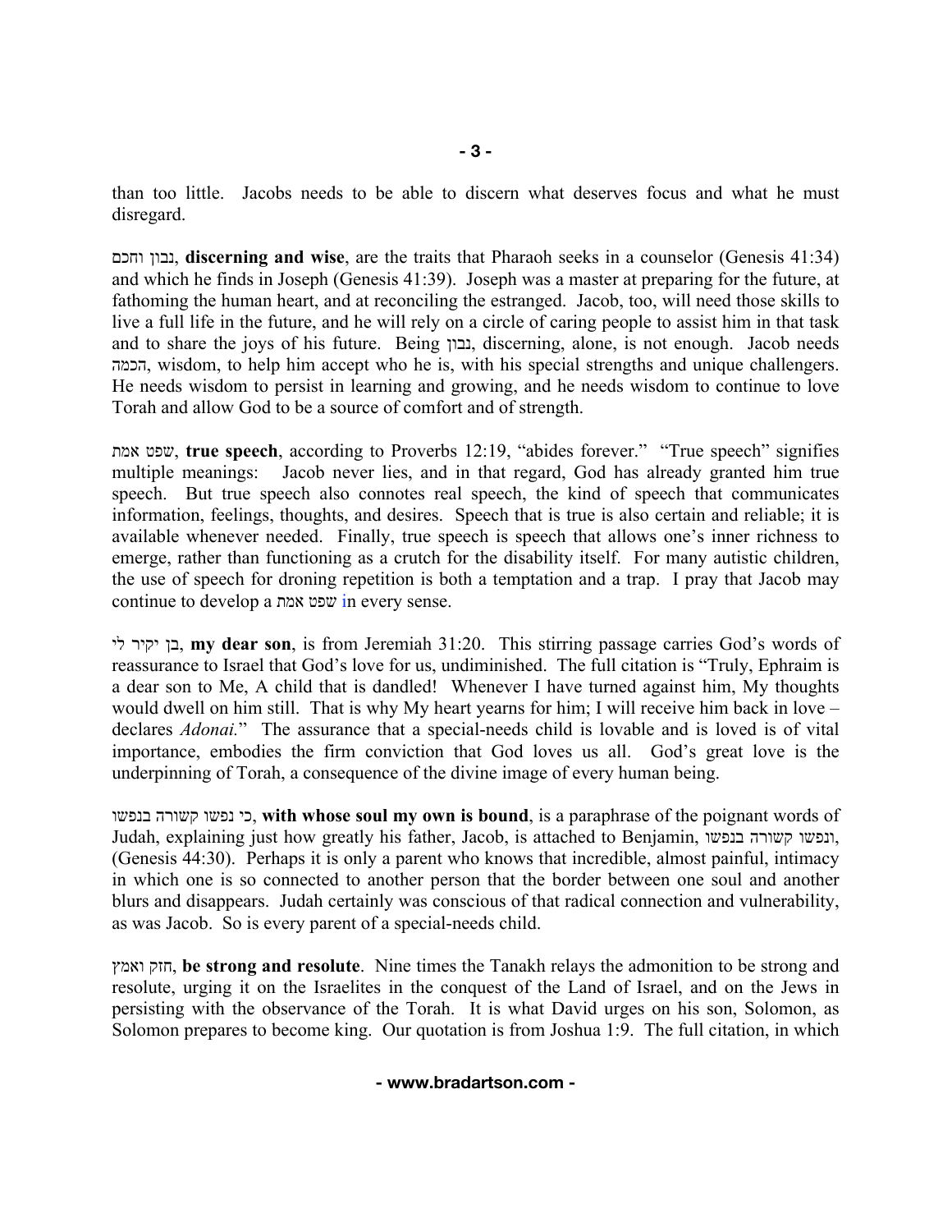than too little. Jacobs needs to be able to discern what deserves focus and what he must disregard.

נבון וחכם, **discerning and wise**, are the traits that Pharaoh seeks in a counselor (Genesis 41:34) and which he finds in Joseph (Genesis 41:39). Joseph was a master at preparing for the future, at fathoming the human heart, and at reconciling the estranged. Jacob, too, will need those skills to live a full life in the future, and he will rely on a circle of caring people to assist him in that task and to share the joys of his future. Being נבון, discerning, alone, is not enough. Jacob needs הכמה, wisdom, to help him accept who he is, with his special strengths and unique challengers. He needs wisdom to persist in learning and growing, and he needs wisdom to continue to love Torah and allow God to be a source of comfort and of strength.

שפט אמת, **true speech**, according to Proverbs 12:19, "abides forever." "True speech" signifies multiple meanings: Jacob never lies, and in that regard, God has already granted him true speech. But true speech also connotes real speech, the kind of speech that communicates information, feelings, thoughts, and desires. Speech that is true is also certain and reliable; it is available whenever needed. Finally, true speech is speech that allows one's inner richness to emerge, rather than functioning as a crutch for the disability itself. For many autistic children, the use of speech for droning repetition is both a temptation and a trap. I pray that Jacob may continue to develop a שפט אמת in every sense.

בן יקיר לי, **my dear son**, is from Jeremiah 31:20. This stirring passage carries God's words of reassurance to Israel that God's love for us, undiminished. The full citation is "Truly, Ephraim is a dear son to Me, A child that is dandled! Whenever I have turned against him, My thoughts would dwell on him still. That is why My heart yearns for him; I will receive him back in love – declares *Adonai.*" The assurance that a special-needs child is lovable and is loved is of vital importance, embodies the firm conviction that God loves us all. God's great love is the underpinning of Torah, a consequence of the divine image of every human being.

כי נפשו קשורה בנפשו, **with whose soul my own is bound**, is a paraphrase of the poignant words of Judah, explaining just how greatly his father, Jacob, is attached to Benjamin, ונפשו קשורה בנפשו, (Genesis 44:30). Perhaps it is only a parent who knows that incredible, almost painful, intimacy in which one is so connected to another person that the border between one soul and another blurs and disappears. Judah certainly was conscious of that radical connection and vulnerability, as was Jacob. So is every parent of a special-needs child.

חזק ואמץ, **be strong and resolute**. Nine times the Tanakh relays the admonition to be strong and resolute, urging it on the Israelites in the conquest of the Land of Israel, and on the Jews in persisting with the observance of the Torah. It is what David urges on his son, Solomon, as Solomon prepares to become king. Our quotation is from Joshua 1:9. The full citation, in which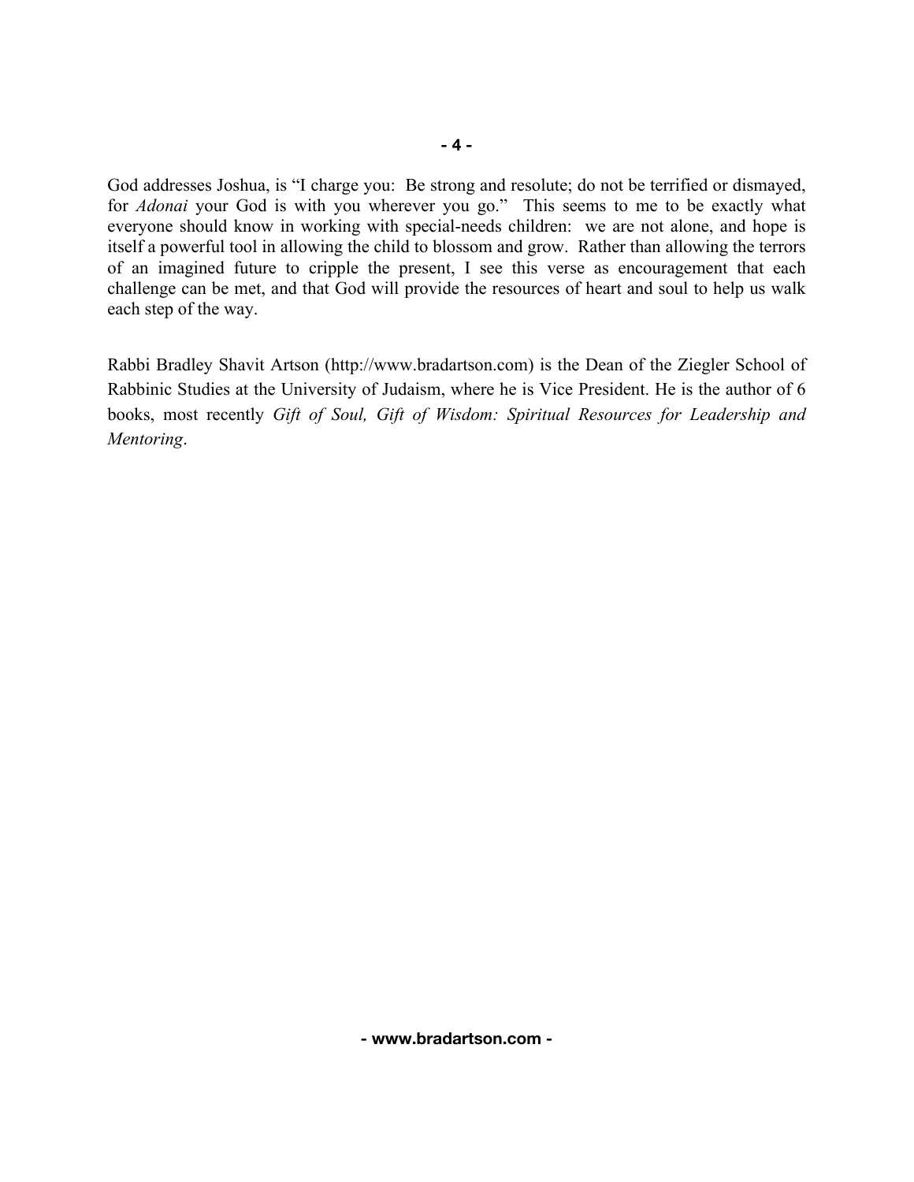God addresses Joshua, is "I charge you: Be strong and resolute; do not be terrified or dismayed, for *Adonai* your God is with you wherever you go." This seems to me to be exactly what everyone should know in working with special-needs children: we are not alone, and hope is itself a powerful tool in allowing the child to blossom and grow. Rather than allowing the terrors of an imagined future to cripple the present, I see this verse as encouragement that each challenge can be met, and that God will provide the resources of heart and soul to help us walk each step of the way.

Rabbi Bradley Shavit Artson (http://www.bradartson.com) is the Dean of the Ziegler School of Rabbinic Studies at the University of Judaism, where he is Vice President. He is the author of 6 books, most recently *Gift of Soul, Gift of Wisdom: Spiritual Resources for Leadership and Mentoring*.